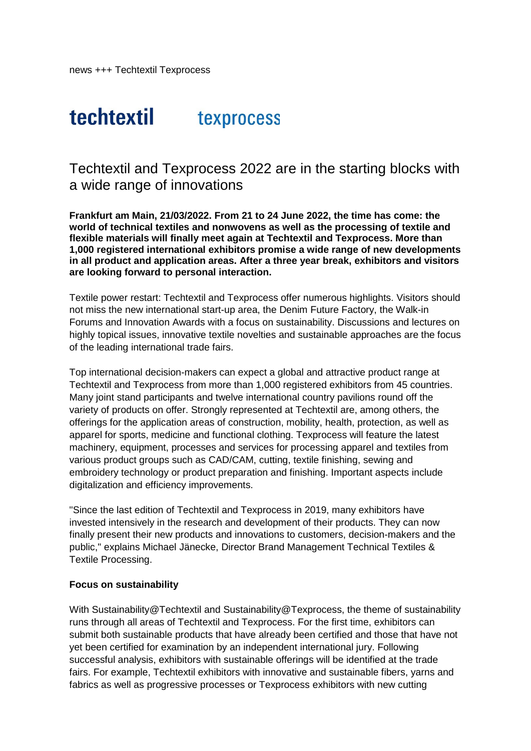news +++ Techtextil Texprocess

techtextil texprocess

# Techtextil and Texprocess 2022 are in the starting blocks with a wide range of innovations

**Frankfurt am Main, 21/03/2022. From 21 to 24 June 2022, the time has come: the world of technical textiles and nonwovens as well as the processing of textile and flexible materials will finally meet again at Techtextil and Texprocess. More than 1,000 registered international exhibitors promise a wide range of new developments in all product and application areas. After a three year break, exhibitors and visitors are looking forward to personal interaction.**

Textile power restart: Techtextil and Texprocess offer numerous highlights. Visitors should not miss the new international start-up area, the Denim Future Factory, the Walk-in Forums and Innovation Awards with a focus on sustainability. Discussions and lectures on highly topical issues, innovative textile novelties and sustainable approaches are the focus of the leading international trade fairs.

Top international decision-makers can expect a global and attractive product range at Techtextil and Texprocess from more than 1,000 registered exhibitors from 45 countries. Many joint stand participants and twelve international country pavilions round off the variety of products on offer. Strongly represented at Techtextil are, among others, the offerings for the application areas of construction, mobility, health, protection, as well as apparel for sports, medicine and functional clothing. Texprocess will feature the latest machinery, equipment, processes and services for processing apparel and textiles from various product groups such as CAD/CAM, cutting, textile finishing, sewing and embroidery technology or product preparation and finishing. Important aspects include digitalization and efficiency improvements.

"Since the last edition of Techtextil and Texprocess in 2019, many exhibitors have invested intensively in the research and development of their products. They can now finally present their new products and innovations to customers, decision-makers and the public," explains Michael Jänecke, Director Brand Management Technical Textiles & Textile Processing.

**Focus on sustainability**

With Sustainability@Techtextil and Sustainability@Texprocess, the theme of sustainability runs through all areas of Techtextil and Texprocess. For the first time, exhibitors can submit both sustainable products that have already been certified and those that have not yet been certified for examination by an independent international jury. Following successful analysis, exhibitors with sustainable offerings will be identified at the trade fairs. For example, Techtextil exhibitors with innovative and sustainable fibers, yarns and fabrics as well as progressive processes or Texprocess exhibitors with new cutting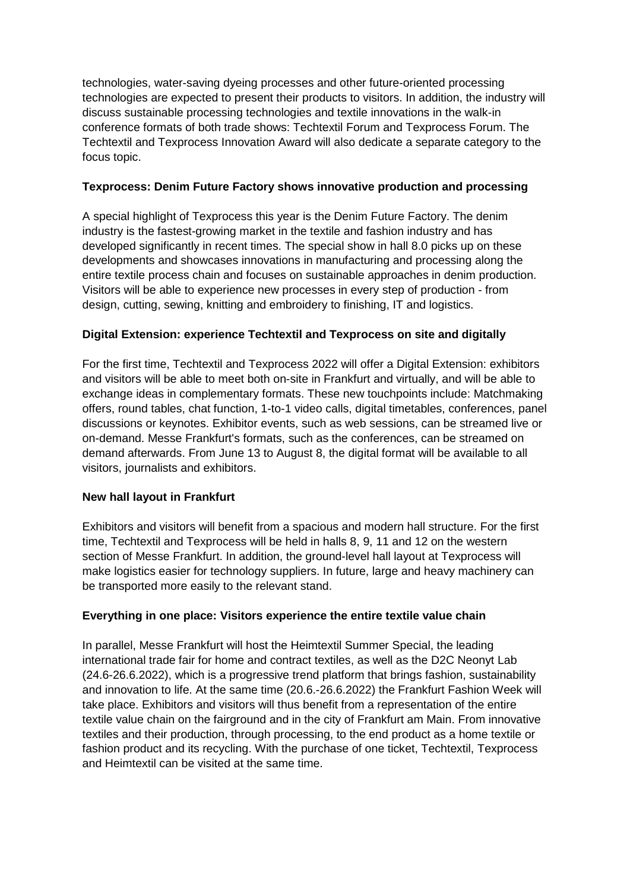technologies, water-saving dyeing processes and other future-oriented processing technologies are expected to present their products to visitors. In addition, the industry will discuss sustainable processing technologies and textile innovations in the walk-in conference formats of both trade shows: Techtextil Forum and Texprocess Forum. The Techtextil and Texprocess Innovation Award will also dedicate a separate category to the focus topic.

**Texprocess: Denim Future Factory shows innovative production and processing**

A special highlight of Texprocess this year is the Denim Future Factory. The denim industry is the fastest-growing market in the textile and fashion industry and has developed significantly in recent times. The special show in hall 8.0 picks up on these developments and showcases innovations in manufacturing and processing along the entire textile process chain and focuses on sustainable approaches in denim production. Visitors will be able to experience new processes in every step of production - from design, cutting, sewing, knitting and embroidery to finishing, IT and logistics.

**Digital Extension: experience Techtextil and Texprocess on site and digitally**

For the first time, Techtextil and Texprocess 2022 will offer a Digital Extension: exhibitors and visitors will be able to meet both on-site in Frankfurt and virtually, and will be able to exchange ideas in complementary formats. These new touchpoints include: Matchmaking offers, round tables, chat function, 1-to-1 video calls, digital timetables, conferences, panel discussions or keynotes. Exhibitor events, such as web sessions, can be streamed live or on-demand. Messe Frankfurt's formats, such as the conferences, can be streamed on demand afterwards. From June 13 to August 8, the digital format will be available to all visitors, journalists and exhibitors.

**New hall layout in Frankfurt**

Exhibitors and visitors will benefit from a spacious and modern hall structure. For the first time, Techtextil and Texprocess will be held in halls 8, 9, 11 and 12 on the western section of Messe Frankfurt. In addition, the ground-level hall layout at Texprocess will make logistics easier for technology suppliers. In future, large and heavy machinery can be transported more easily to the relevant stand.

**Everything in one place: Visitors experience the entire textile value chain**

In parallel, Messe Frankfurt will host the Heimtextil Summer Special, the leading international trade fair for home and contract textiles, as well as the D2C Neonyt Lab (24.6-26.6.2022), which is a progressive trend platform that brings fashion, sustainability and innovation to life. At the same time (20.6.-26.6.2022) the Frankfurt Fashion Week will take place. Exhibitors and visitors will thus benefit from a representation of the entire textile value chain on the fairground and in the city of Frankfurt am Main. From innovative textiles and their production, through processing, to the end product as a home textile or fashion product and its recycling. With the purchase of one ticket, Techtextil, Texprocess and Heimtextil can be visited at the same time.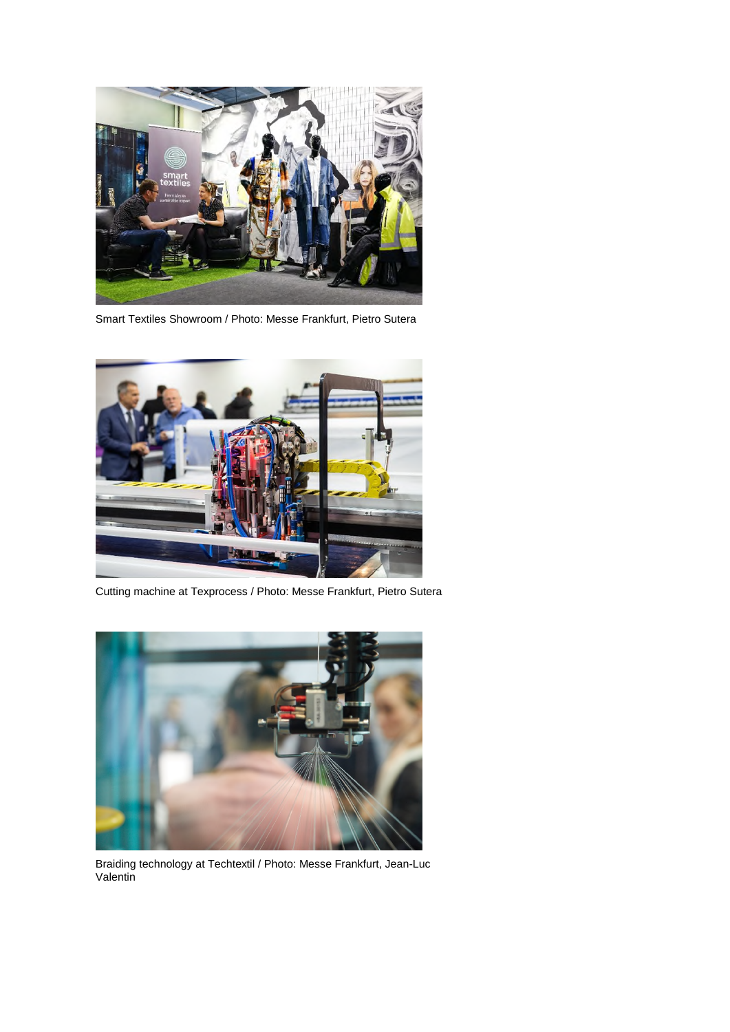Smart Textiles Showroom / Photo: Messe Frankfurt, Pietro Sutera

Cutting machine at Texprocess / Photo: Messe Frankfurt, Pietro Sutera

Braiding technology at Techtextil / Photo: Messe Frankfurt, Jean-Luc Valentin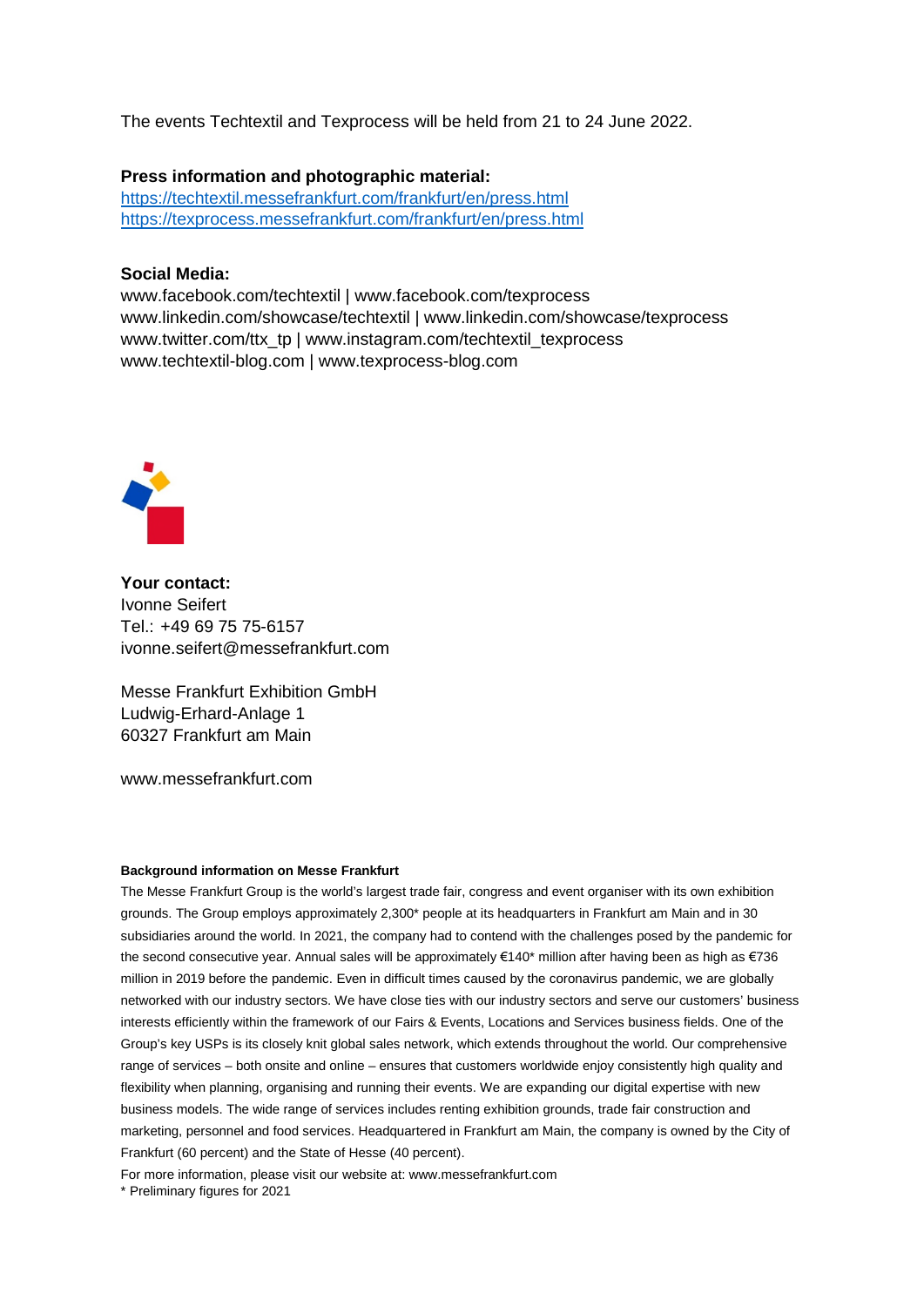The events Techtextil and Texprocess will be held from 21 to 24 June 2022.

**Press information and photographic material:**
https://techtextil.messefrankfurt.com/frankfurt/en/press.html
https://texprocess.messefrankfurt.com/frankfurt/en/press.html

**Social Media:**
www.facebook.com/techtextil | www.facebook.com/texprocess
www.linkedin.com/showcase/techtextil | www.linkedin.com/showcase/texprocess
www.twitter.com/ttx_tp | www.instagram.com/techtextil_texprocess
www.techtextil-blog.com | www.texprocess-blog.com

**Your contact:**
Ivonne Seifert
Tel.: +49 69 75 75-6157
ivonne.seifert@messefrankfurt.com

Messe Frankfurt Exhibition GmbH
Ludwig-Erhard-Anlage 1
60327 Frankfurt am Main

www.messefrankfurt.com

**Background information on Messe Frankfurt**

The Messe Frankfurt Group is the world's largest trade fair, congress and event organiser with its own exhibition grounds. The Group employs approximately 2,300* people at its headquarters in Frankfurt am Main and in 30 subsidiaries around the world. In 2021, the company had to contend with the challenges posed by the pandemic for the second consecutive year. Annual sales will be approximately €140* million after having been as high as €736 million in 2019 before the pandemic. Even in difficult times caused by the coronavirus pandemic, we are globally networked with our industry sectors. We have close ties with our industry sectors and serve our customers' business interests efficiently within the framework of our Fairs & Events, Locations and Services business fields. One of the Group's key USPs is its closely knit global sales network, which extends throughout the world. Our comprehensive range of services – both onsite and online – ensures that customers worldwide enjoy consistently high quality and flexibility when planning, organising and running their events. We are expanding our digital expertise with new business models. The wide range of services includes renting exhibition grounds, trade fair construction and marketing, personnel and food services. Headquartered in Frankfurt am Main, the company is owned by the City of Frankfurt (60 percent) and the State of Hesse (40 percent).

For more information, please visit our website at: www.messefrankfurt.com

* Preliminary figures for 2021